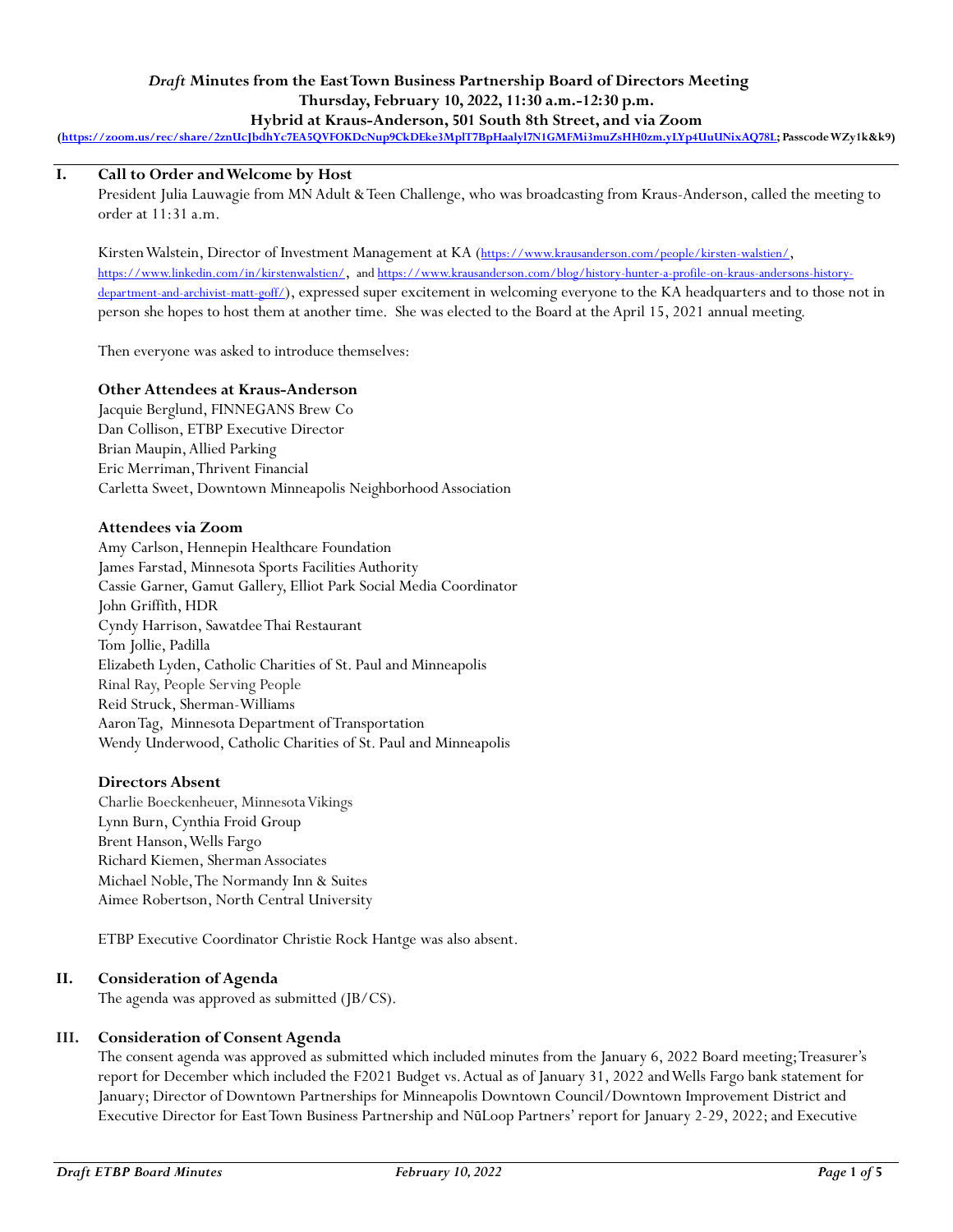**_Draft_ Minutes from the East Town Business Partnership Board of Directors Meeting**
**Thursday, February 10, 2022, 11:30 a.m.-12:30 p.m.**
**Hybrid at Kraus-Anderson, 501 South 8th Street, and via Zoom**
**(https://zoom.us/rec/share/2znUcJbdhYc7EA5QVFOKDcNup9CkDEke3MplT7BpHaalyl7N1GMFMi3muZsHH0zm.yLYp4UuUNixAQ78L; Passcode WZy1k&k9)**

## I. Call to Order and Welcome by Host

President Julia Lauwagie from MN Adult & Teen Challenge, who was broadcasting from Kraus-Anderson, called the meeting to order at 11:31 a.m.

Kirsten Walstein, Director of Investment Management at KA (https://www.krausanderson.com/people/kirsten-walstien/, https://www.linkedin.com/in/kirstenwalstien/, and https://www.krausanderson.com/blog/history-hunter-a-profile-on-kraus-andersons-history-department-and-archivist-matt-goff/), expressed super excitement in welcoming everyone to the KA headquarters and to those not in person she hopes to host them at another time. She was elected to the Board at the April 15, 2021 annual meeting.

Then everyone was asked to introduce themselves:

**Other Attendees at Kraus-Anderson**
Jacquie Berglund, FINNEGANS Brew Co
Dan Collison, ETBP Executive Director
Brian Maupin, Allied Parking
Eric Merriman, Thrivent Financial
Carletta Sweet, Downtown Minneapolis Neighborhood Association

**Attendees via Zoom**
Amy Carlson, Hennepin Healthcare Foundation
James Farstad, Minnesota Sports Facilities Authority
Cassie Garner, Gamut Gallery, Elliot Park Social Media Coordinator
John Griffith, HDR
Cyndy Harrison, Sawatdee Thai Restaurant
Tom Jollie, Padilla
Elizabeth Lyden, Catholic Charities of St. Paul and Minneapolis
Rinal Ray, People Serving People
Reid Struck, Sherman-Williams
Aaron Tag, Minnesota Department of Transportation
Wendy Underwood, Catholic Charities of St. Paul and Minneapolis

**Directors Absent**
Charlie Boeckenheuer, Minnesota Vikings
Lynn Burn, Cynthia Froid Group
Brent Hanson, Wells Fargo
Richard Kiemen, Sherman Associates
Michael Noble, The Normandy Inn & Suites
Aimee Robertson, North Central University

ETBP Executive Coordinator Christie Rock Hantge was also absent.

## II. Consideration of Agenda

The agenda was approved as submitted (JB/CS).

## III. Consideration of Consent Agenda

The consent agenda was approved as submitted which included minutes from the January 6, 2022 Board meeting; Treasurer's report for December which included the F2021 Budget vs. Actual as of January 31, 2022 and Wells Fargo bank statement for January; Director of Downtown Partnerships for Minneapolis Downtown Council/Downtown Improvement District and Executive Director for East Town Business Partnership and NūLoop Partners' report for January 2-29, 2022; and Executive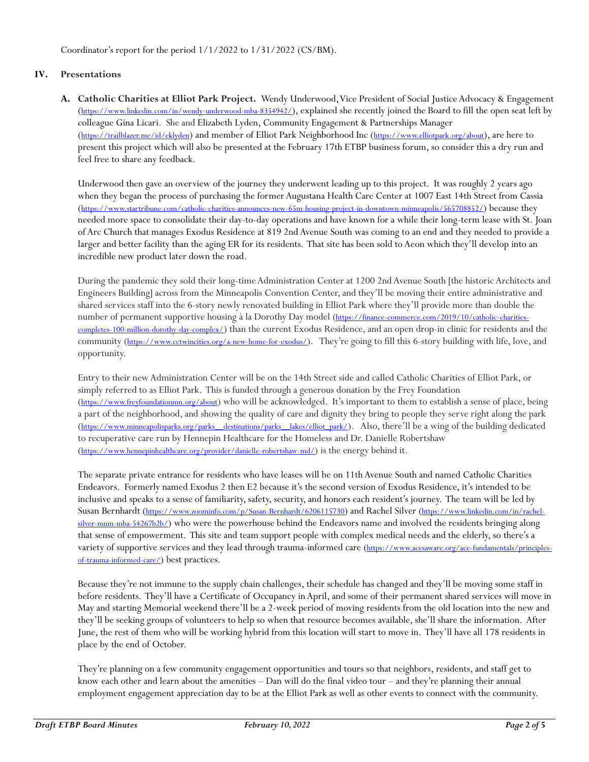Coordinator's report for the period 1/1/2022 to 1/31/2022 (CS/BM).

## IV. Presentations

**A. Catholic Charities at Elliot Park Project.** Wendy Underwood, Vice President of Social Justice Advocacy & Engagement (https://www.linkedin.com/in/wendy-underwood-mba-8354942/), explained she recently joined the Board to fill the open seat left by colleague Gina Licari. She and Elizabeth Lyden, Community Engagement & Partnerships Manager (https://trailblazer.me/id/eklyden) and member of Elliot Park Neighborhood Inc (https://www.elliotpark.org/about), are here to present this project which will also be presented at the February 17th ETBP business forum, so consider this a dry run and feel free to share any feedback.

Underwood then gave an overview of the journey they underwent leading up to this project. It was roughly 2 years ago when they began the process of purchasing the former Augustana Health Care Center at 1007 East 14th Street from Cassia (https://www.startribune.com/catholic-charities-announces-new-65m-housing-project-in-downtown-minneapolis/565708852/) because they needed more space to consolidate their day-to-day operations and have known for a while their long-term lease with St. Joan of Arc Church that manages Exodus Residence at 819 2nd Avenue South was coming to an end and they needed to provide a larger and better facility than the aging ER for its residents. That site has been sold to Aeon which they'll develop into an incredible new product later down the road.

During the pandemic they sold their long-time Administration Center at 1200 2nd Avenue South [the historic Architects and Engineers Building] across from the Minneapolis Convention Center, and they'll be moving their entire administrative and shared services staff into the 6-story newly renovated building in Elliot Park where they'll provide more than double the number of permanent supportive housing à la Dorothy Day model (https://finance-commerce.com/2019/10/catholic-charities-completes-100-million-dorothy-day-complex/) than the current Exodus Residence, and an open drop-in clinic for residents and the community (https://www.cctwincities.org/a-new-home-for-exodus/). They're going to fill this 6-story building with life, love, and opportunity.

Entry to their new Administration Center will be on the 14th Street side and called Catholic Charities of Elliot Park, or simply referred to as Elliot Park. This is funded through a generous donation by the Frey Foundation (https://www.freyfoundationmn.org/about) who will be acknowledged. It's important to them to establish a sense of place, being a part of the neighborhood, and showing the quality of care and dignity they bring to people they serve right along the park (https://www.minneapolisparks.org/parks__destinations/parks__lakes/elliot_park/). Also, there'll be a wing of the building dedicated to recuperative care run by Hennepin Healthcare for the Homeless and Dr. Danielle Robertshaw (https://www.hennepinhealthcare.org/provider/danielle-robertshaw-md/) is the energy behind it.

The separate private entrance for residents who have leases will be on 11th Avenue South and named Catholic Charities Endeavors. Formerly named Exodus 2 then E2 because it's the second version of Exodus Residence, it's intended to be inclusive and speaks to a sense of familiarity, safety, security, and honors each resident's journey. The team will be led by Susan Bernhardt (https://www.zoominfo.com/p/Susan-Bernhardt/6206115730) and Rachel Silver (https://www.linkedin.com/in/rachel-silver-mnm-mba-54267b2b/) who were the powerhouse behind the Endeavors name and involved the residents bringing along that sense of empowerment. This site and team support people with complex medical needs and the elderly, so there's a variety of supportive services and they lead through trauma-informed care (https://www.acesaware.org/ace-fundamentals/principles-of-trauma-informed-care/) best practices.

Because they're not immune to the supply chain challenges, their schedule has changed and they'll be moving some staff in before residents. They'll have a Certificate of Occupancy in April, and some of their permanent shared services will move in May and starting Memorial weekend there'll be a 2-week period of moving residents from the old location into the new and they'll be seeking groups of volunteers to help so when that resource becomes available, she'll share the information. After June, the rest of them who will be working hybrid from this location will start to move in. They'll have all 178 residents in place by the end of October.

They're planning on a few community engagement opportunities and tours so that neighbors, residents, and staff get to know each other and learn about the amenities – Dan will do the final video tour – and they're planning their annual employment engagement appreciation day to be at the Elliot Park as well as other events to connect with the community.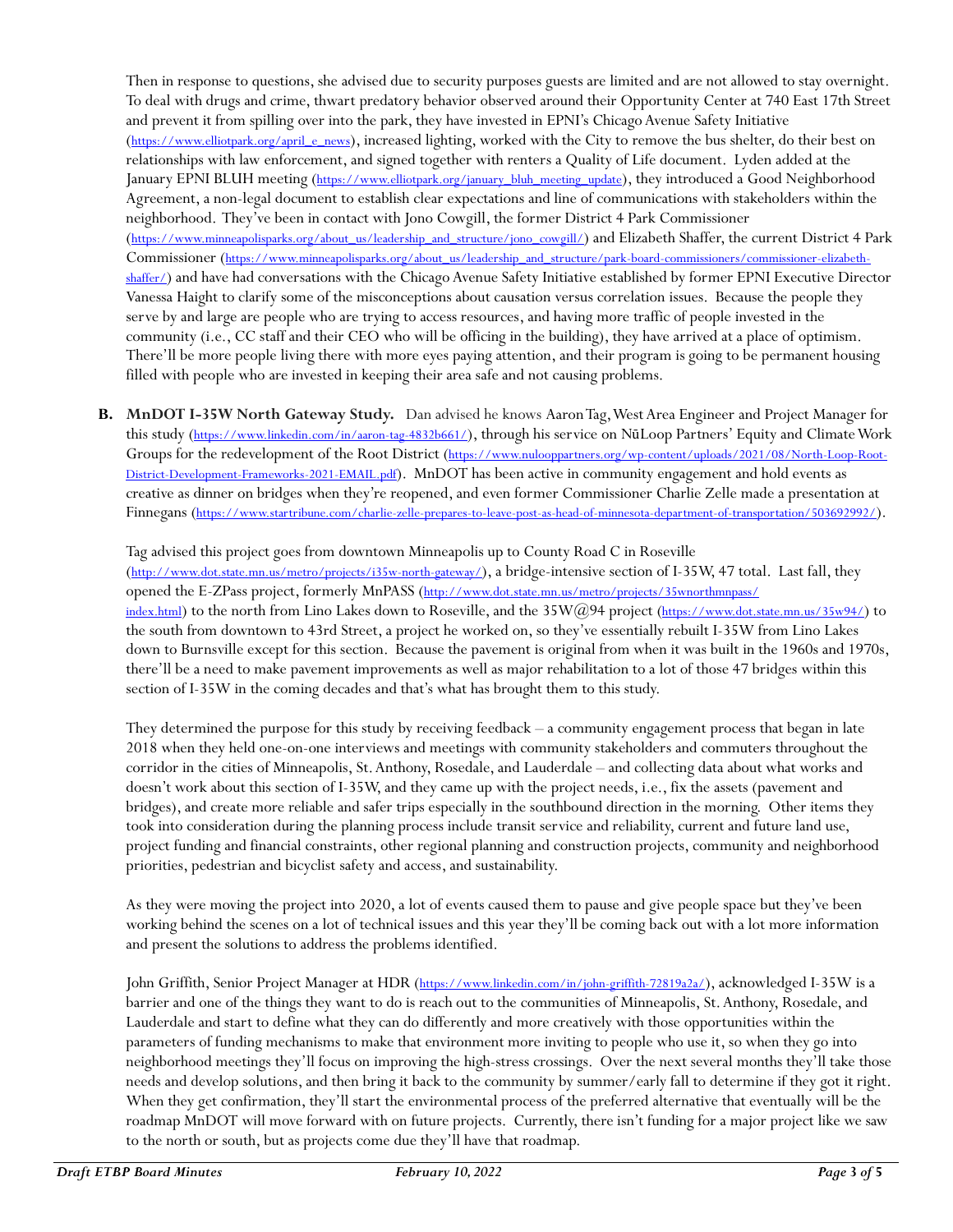Then in response to questions, she advised due to security purposes guests are limited and are not allowed to stay overnight. To deal with drugs and crime, thwart predatory behavior observed around their Opportunity Center at 740 East 17th Street and prevent it from spilling over into the park, they have invested in EPNI's Chicago Avenue Safety Initiative (https://www.elliotpark.org/april_e_news), increased lighting, worked with the City to remove the bus shelter, do their best on relationships with law enforcement, and signed together with renters a Quality of Life document. Lyden added at the January EPNI BLUH meeting (https://www.elliotpark.org/january_bluh_meeting_update), they introduced a Good Neighborhood Agreement, a non-legal document to establish clear expectations and line of communications with stakeholders within the neighborhood. They've been in contact with Jono Cowgill, the former District 4 Park Commissioner (https://www.minneapolisparks.org/about_us/leadership_and_structure/jono_cowgill/) and Elizabeth Shaffer, the current District 4 Park Commissioner (https://www.minneapolisparks.org/about_us/leadership_and_structure/park-board-commissioners/commissioner-elizabeth-shaffer/) and have had conversations with the Chicago Avenue Safety Initiative established by former EPNI Executive Director Vanessa Haight to clarify some of the misconceptions about causation versus correlation issues. Because the people they serve by and large are people who are trying to access resources, and having more traffic of people invested in the community (i.e., CC staff and their CEO who will be officing in the building), they have arrived at a place of optimism. There'll be more people living there with more eyes paying attention, and their program is going to be permanent housing filled with people who are invested in keeping their area safe and not causing problems.

**B. MnDOT I-35W North Gateway Study.** Dan advised he knows Aaron Tag, West Area Engineer and Project Manager for this study (https://www.linkedin.com/in/aaron-tag-4832b661/), through his service on NūLoop Partners' Equity and Climate Work Groups for the redevelopment of the Root District (https://www.nulooppartners.org/wp-content/uploads/2021/08/North-Loop-Root-District-Development-Frameworks-2021-EMAIL.pdf). MnDOT has been active in community engagement and hold events as creative as dinner on bridges when they're reopened, and even former Commissioner Charlie Zelle made a presentation at Finnegans (https://www.startribune.com/charlie-zelle-prepares-to-leave-post-as-head-of-minnesota-department-of-transportation/503692992/).

Tag advised this project goes from downtown Minneapolis up to County Road C in Roseville (http://www.dot.state.mn.us/metro/projects/i35w-north-gateway/), a bridge-intensive section of I-35W, 47 total. Last fall, they opened the E-ZPass project, formerly MnPASS (http://www.dot.state.mn.us/metro/projects/35wnorthmnpass/index.html) to the north from Lino Lakes down to Roseville, and the 35W@94 project (https://www.dot.state.mn.us/35w94/) to the south from downtown to 43rd Street, a project he worked on, so they've essentially rebuilt I-35W from Lino Lakes down to Burnsville except for this section. Because the pavement is original from when it was built in the 1960s and 1970s, there'll be a need to make pavement improvements as well as major rehabilitation to a lot of those 47 bridges within this section of I-35W in the coming decades and that's what has brought them to this study.

They determined the purpose for this study by receiving feedback – a community engagement process that began in late 2018 when they held one-on-one interviews and meetings with community stakeholders and commuters throughout the corridor in the cities of Minneapolis, St. Anthony, Rosedale, and Lauderdale – and collecting data about what works and doesn't work about this section of I-35W, and they came up with the project needs, i.e., fix the assets (pavement and bridges), and create more reliable and safer trips especially in the southbound direction in the morning. Other items they took into consideration during the planning process include transit service and reliability, current and future land use, project funding and financial constraints, other regional planning and construction projects, community and neighborhood priorities, pedestrian and bicyclist safety and access, and sustainability.

As they were moving the project into 2020, a lot of events caused them to pause and give people space but they've been working behind the scenes on a lot of technical issues and this year they'll be coming back out with a lot more information and present the solutions to address the problems identified.

John Griffith, Senior Project Manager at HDR (https://www.linkedin.com/in/john-griffith-72819a2a/), acknowledged I-35W is a barrier and one of the things they want to do is reach out to the communities of Minneapolis, St. Anthony, Rosedale, and Lauderdale and start to define what they can do differently and more creatively with those opportunities within the parameters of funding mechanisms to make that environment more inviting to people who use it, so when they go into neighborhood meetings they'll focus on improving the high-stress crossings. Over the next several months they'll take those needs and develop solutions, and then bring it back to the community by summer/early fall to determine if they got it right. When they get confirmation, they'll start the environmental process of the preferred alternative that eventually will be the roadmap MnDOT will move forward with on future projects. Currently, there isn't funding for a major project like we saw to the north or south, but as projects come due they'll have that roadmap.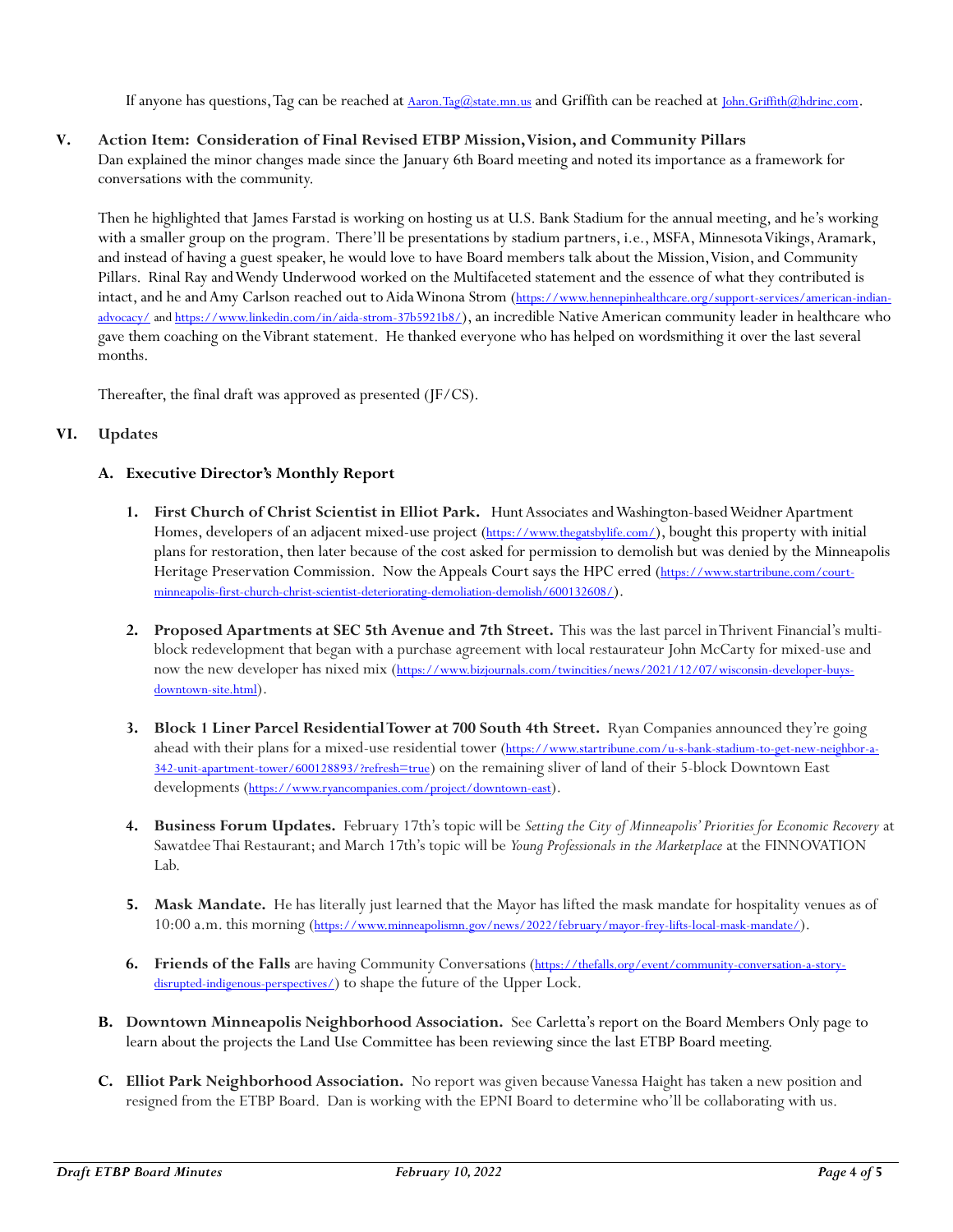If anyone has questions, Tag can be reached at Aaron.Tag@state.mn.us and Griffith can be reached at John.Griffith@hdrinc.com.

## V. Action Item: Consideration of Final Revised ETBP Mission, Vision, and Community Pillars

Dan explained the minor changes made since the January 6th Board meeting and noted its importance as a framework for conversations with the community.

Then he highlighted that James Farstad is working on hosting us at U.S. Bank Stadium for the annual meeting, and he's working with a smaller group on the program. There'll be presentations by stadium partners, i.e., MSFA, Minnesota Vikings, Aramark, and instead of having a guest speaker, he would love to have Board members talk about the Mission, Vision, and Community Pillars. Rinal Ray and Wendy Underwood worked on the Multifaceted statement and the essence of what they contributed is intact, and he and Amy Carlson reached out to Aida Winona Strom (https://www.hennepinhealthcare.org/support-services/american-indian-advocacy/ and https://www.linkedin.com/in/aida-strom-37b5921b8/), an incredible Native American community leader in healthcare who gave them coaching on the Vibrant statement. He thanked everyone who has helped on wordsmithing it over the last several months.

Thereafter, the final draft was approved as presented (JF/CS).

## VI. Updates

### A. Executive Director's Monthly Report

1. **First Church of Christ Scientist in Elliot Park.** Hunt Associates and Washington-based Weidner Apartment Homes, developers of an adjacent mixed-use project (https://www.thegatsbylife.com/), bought this property with initial plans for restoration, then later because of the cost asked for permission to demolish but was denied by the Minneapolis Heritage Preservation Commission. Now the Appeals Court says the HPC erred (https://www.startribune.com/court-minneapolis-first-church-christ-scientist-deteriorating-demoliation-demolish/600132608/).

2. **Proposed Apartments at SEC 5th Avenue and 7th Street.** This was the last parcel in Thrivent Financial's multi-block redevelopment that began with a purchase agreement with local restaurateur John McCarty for mixed-use and now the new developer has nixed mix (https://www.bizjournals.com/twincities/news/2021/12/07/wisconsin-developer-buys-downtown-site.html).

3. **Block 1 Liner Parcel Residential Tower at 700 South 4th Street.** Ryan Companies announced they're going ahead with their plans for a mixed-use residential tower (https://www.startribune.com/u-s-bank-stadium-to-get-new-neighbor-a-342-unit-apartment-tower/600128893/?refresh=true) on the remaining sliver of land of their 5-block Downtown East developments (https://www.ryancompanies.com/project/downtown-east).

4. **Business Forum Updates.** February 17th's topic will be *Setting the City of Minneapolis' Priorities for Economic Recovery* at Sawatdee Thai Restaurant; and March 17th's topic will be *Young Professionals in the Marketplace* at the FINNOVATION Lab.

5. **Mask Mandate.** He has literally just learned that the Mayor has lifted the mask mandate for hospitality venues as of 10:00 a.m. this morning (https://www.minneapolismn.gov/news/2022/february/mayor-frey-lifts-local-mask-mandate/).

6. **Friends of the Falls** are having Community Conversations (https://thefalls.org/event/community-conversation-a-story-disrupted-indigenous-perspectives/) to shape the future of the Upper Lock.

### B. Downtown Minneapolis Neighborhood Association.

See Carletta's report on the Board Members Only page to learn about the projects the Land Use Committee has been reviewing since the last ETBP Board meeting.

### C. Elliot Park Neighborhood Association.

No report was given because Vanessa Haight has taken a new position and resigned from the ETBP Board. Dan is working with the EPNI Board to determine who'll be collaborating with us.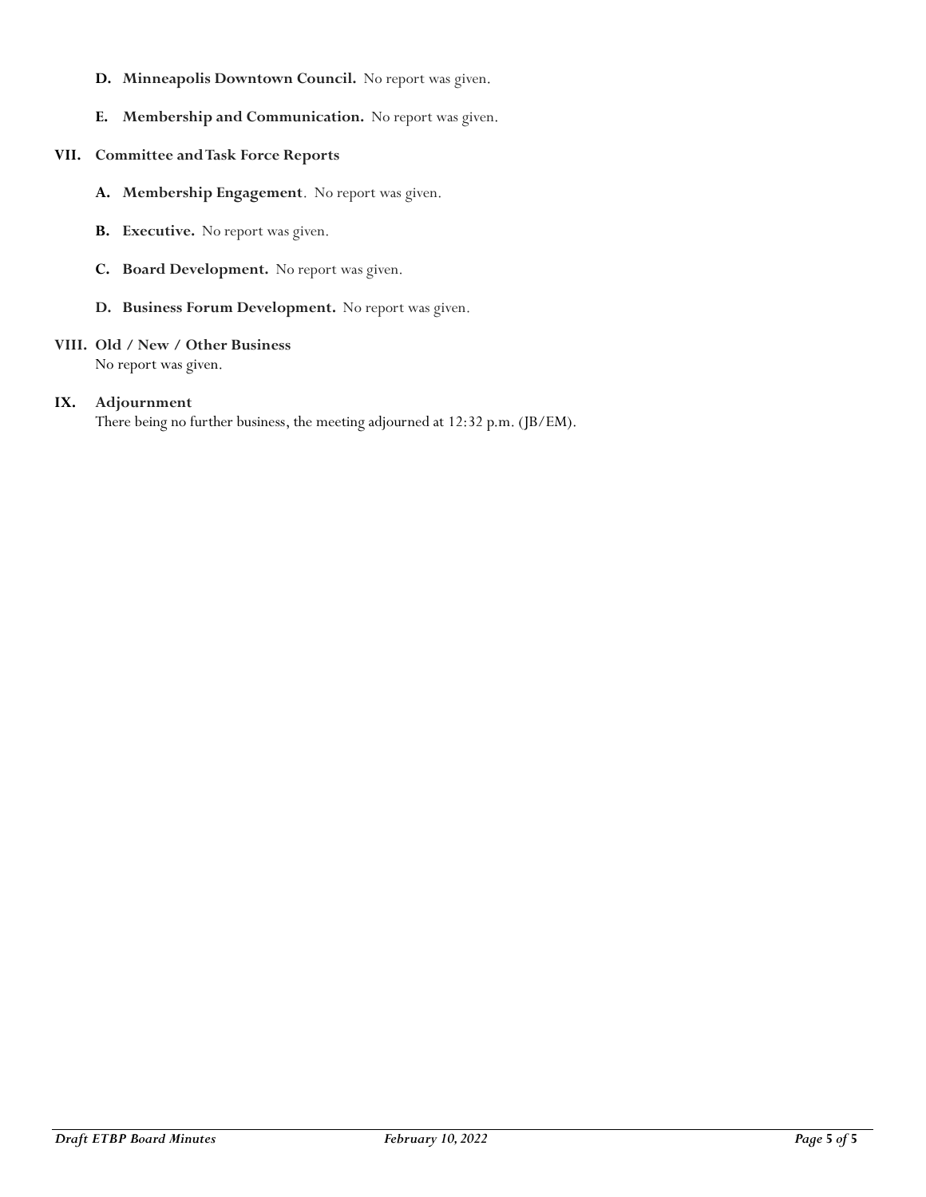**D. Minneapolis Downtown Council.** No report was given.

**E. Membership and Communication.** No report was given.

**VII. Committee and Task Force Reports**

**A. Membership Engagement**. No report was given.

**B. Executive.** No report was given.

**C. Board Development.** No report was given.

**D. Business Forum Development.** No report was given.

**VIII. Old / New / Other Business**

No report was given.

**IX. Adjournment**

There being no further business, the meeting adjourned at 12:32 p.m. (JB/EM).